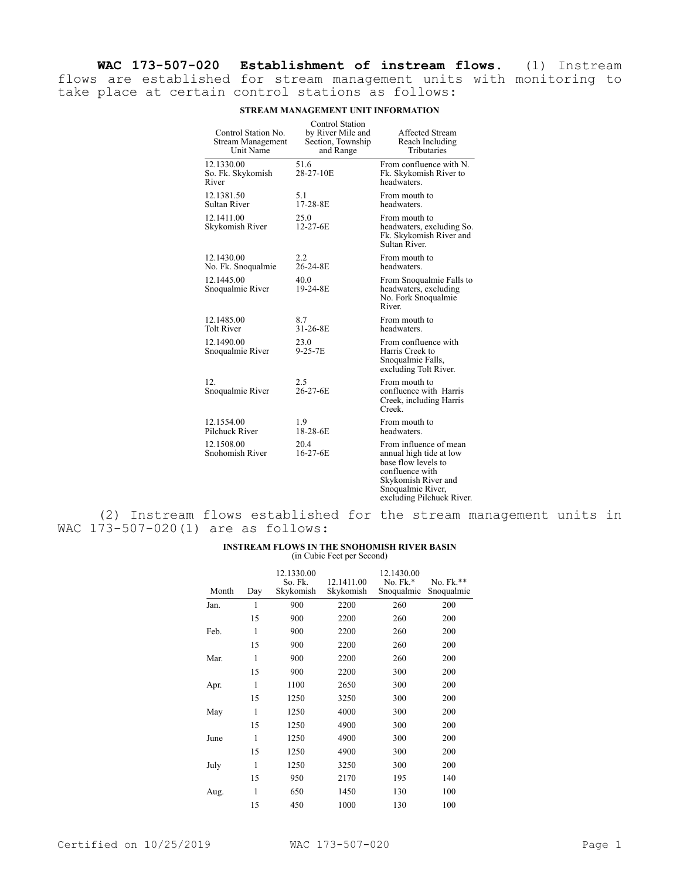**WAC 173-507-020 Establishment of instream flows.** (1) Instream flows are established for stream management units with monitoring to take place at certain control stations as follows:

**STREAM MANAGEMENT UNIT INFORMATION**

| Control Station No. Stream Management Unit Name | Control Station by River Mile and Section, Township and Range | Affected Stream Reach Including Tributaries |
|---|---|---|
| 12.1330.00 So. Fk. Skykomish River | 51.6 28-27-10E | From confluence with N. Fk. Skykomish River to headwaters. |
| 12.1381.50 Sultan River | 5.1 17-28-8E | From mouth to headwaters. |
| 12.1411.00 Skykomish River | 25.0 12-27-6E | From mouth to headwaters, excluding So. Fk. Skykomish River and Sultan River. |
| 12.1430.00 No. Fk. Snoqualmie | 2.2 26-24-8E | From mouth to headwaters. |
| 12.1445.00 Snoqualmie River | 40.0 19-24-8E | From Snoqualmie Falls to headwaters, excluding No. Fork Snoqualmie River. |
| 12.1485.00 Tolt River | 8.7 31-26-8E | From mouth to headwaters. |
| 12.1490.00 Snoqualmie River | 23.0 9-25-7E | From confluence with Harris Creek to Snoqualmie Falls, excluding Tolt River. |
| 12. Snoqualmie River | 2.5 26-27-6E | From mouth to confluence with Harris Creek, including Harris Creek. |
| 12.1554.00 Pilchuck River | 1.9 18-28-6E | From mouth to headwaters. |
| 12.1508.00 Snohomish River | 20.4 16-27-6E | From influence of mean annual high tide at low base flow levels to confluence with Skykomish River and Snoqualmie River, excluding Pilchuck River. |

(2) Instream flows established for the stream management units in WAC 173-507-020(1) are as follows:

**INSTREAM FLOWS IN THE SNOHOMISH RIVER BASIN**
(in Cubic Feet per Second)

| Month | Day | 12.1330.00 So. Fk. Skykomish | 12.1411.00 Skykomish | 12.1430.00 No. Fk.* Snoqualmie | No. Fk.** Snoqualmie |
|---|---|---|---|---|---|
| Jan. | 1 | 900 | 2200 | 260 | 200 |
| | 15 | 900 | 2200 | 260 | 200 |
| Feb. | 1 | 900 | 2200 | 260 | 200 |
| | 15 | 900 | 2200 | 260 | 200 |
| Mar. | 1 | 900 | 2200 | 260 | 200 |
| | 15 | 900 | 2200 | 300 | 200 |
| Apr. | 1 | 1100 | 2650 | 300 | 200 |
| | 15 | 1250 | 3250 | 300 | 200 |
| May | 1 | 1250 | 4000 | 300 | 200 |
| | 15 | 1250 | 4900 | 300 | 200 |
| June | 1 | 1250 | 4900 | 300 | 200 |
| | 15 | 1250 | 4900 | 300 | 200 |
| July | 1 | 1250 | 3250 | 300 | 200 |
| | 15 | 950 | 2170 | 195 | 140 |
| Aug. | 1 | 650 | 1450 | 130 | 100 |
| | 15 | 450 | 1000 | 130 | 100 |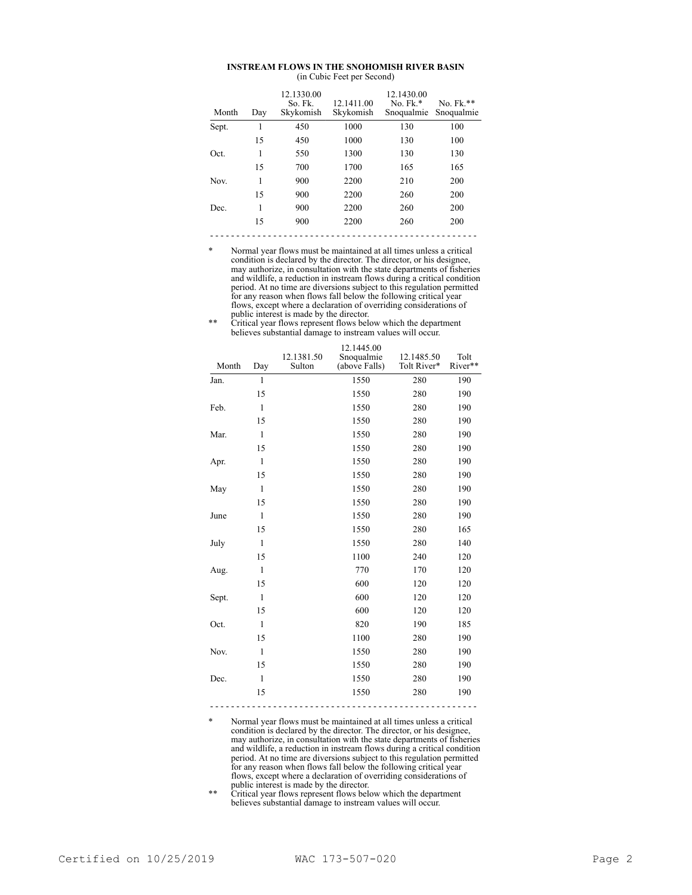**INSTREAM FLOWS IN THE SNOHOMISH RIVER BASIN**
(in Cubic Feet per Second)

| Month | Day | 12.1330.00 So. Fk. Skykomish | 12.1411.00 Skykomish | 12.1430.00 No. Fk.* Snoqualmie | No. Fk.** Snoqualmie |
|---|---|---|---|---|---|
| Sept. | 1 | 450 | 1000 | 130 | 100 |
| | 15 | 450 | 1000 | 130 | 100 |
| Oct. | 1 | 550 | 1300 | 130 | 130 |
| | 15 | 700 | 1700 | 165 | 165 |
| Nov. | 1 | 900 | 2200 | 210 | 200 |
| | 15 | 900 | 2200 | 260 | 200 |
| Dec. | 1 | 900 | 2200 | 260 | 200 |
| | 15 | 900 | 2200 | 260 | 200 |

\* Normal year flows must be maintained at all times unless a critical condition is declared by the director. The director, or his designee, may authorize, in consultation with the state departments of fisheries and wildlife, a reduction in instream flows during a critical condition period. At no time are diversions subject to this regulation permitted for any reason when flows fall below the following critical year flows, except where a declaration of overriding considerations of public interest is made by the director.

\*\* Critical year flows represent flows below which the department believes substantial damage to instream values will occur.

| Month | Day | 12.1381.50 Sulton | 12.1445.00 Snoqualmie (above Falls) | 12.1485.50 Tolt River* | Tolt River** |
|---|---|---|---|---|---|
| Jan. | 1 | | 1550 | 280 | 190 |
| | 15 | | 1550 | 280 | 190 |
| Feb. | 1 | | 1550 | 280 | 190 |
| | 15 | | 1550 | 280 | 190 |
| Mar. | 1 | | 1550 | 280 | 190 |
| | 15 | | 1550 | 280 | 190 |
| Apr. | 1 | | 1550 | 280 | 190 |
| | 15 | | 1550 | 280 | 190 |
| May | 1 | | 1550 | 280 | 190 |
| | 15 | | 1550 | 280 | 190 |
| June | 1 | | 1550 | 280 | 190 |
| | 15 | | 1550 | 280 | 165 |
| July | 1 | | 1550 | 280 | 140 |
| | 15 | | 1100 | 240 | 120 |
| Aug. | 1 | | 770 | 170 | 120 |
| | 15 | | 600 | 120 | 120 |
| Sept. | 1 | | 600 | 120 | 120 |
| | 15 | | 600 | 120 | 120 |
| Oct. | 1 | | 820 | 190 | 185 |
| | 15 | | 1100 | 280 | 190 |
| Nov. | 1 | | 1550 | 280 | 190 |
| | 15 | | 1550 | 280 | 190 |
| Dec. | 1 | | 1550 | 280 | 190 |
| | 15 | | 1550 | 280 | 190 |

\* Normal year flows must be maintained at all times unless a critical condition is declared by the director. The director, or his designee, may authorize, in consultation with the state departments of fisheries and wildlife, a reduction in instream flows during a critical condition period. At no time are diversions subject to this regulation permitted for any reason when flows fall below the following critical year flows, except where a declaration of overriding considerations of public interest is made by the director.

\*\* Critical year flows represent flows below which the department believes substantial damage to instream values will occur.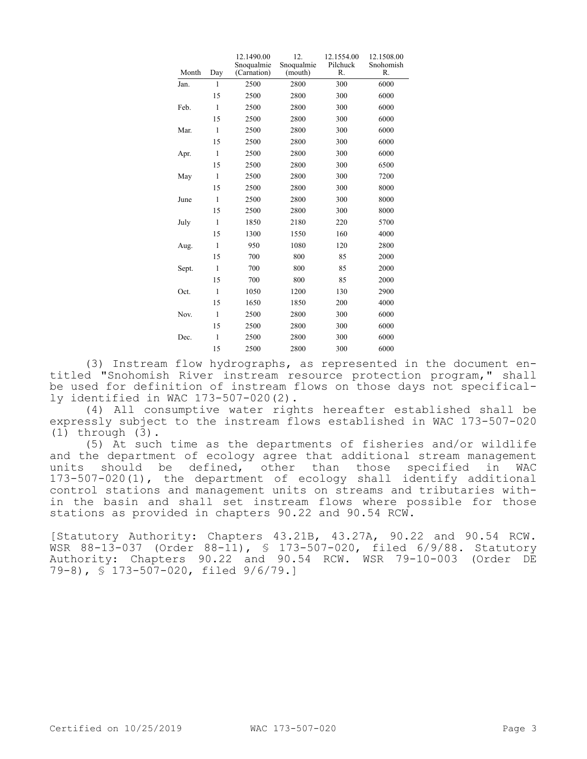| Month | Day | 12.1490.00 Snoqualmie (Carnation) | 12. Snoqualmie (mouth) | 12.1554.00 Pilchuck R. | 12.1508.00 Snohomish R. |
|---|---|---|---|---|---|
| Jan. | 1 | 2500 | 2800 | 300 | 6000 |
| | 15 | 2500 | 2800 | 300 | 6000 |
| Feb. | 1 | 2500 | 2800 | 300 | 6000 |
| | 15 | 2500 | 2800 | 300 | 6000 |
| Mar. | 1 | 2500 | 2800 | 300 | 6000 |
| | 15 | 2500 | 2800 | 300 | 6000 |
| Apr. | 1 | 2500 | 2800 | 300 | 6000 |
| | 15 | 2500 | 2800 | 300 | 6500 |
| May | 1 | 2500 | 2800 | 300 | 7200 |
| | 15 | 2500 | 2800 | 300 | 8000 |
| June | 1 | 2500 | 2800 | 300 | 8000 |
| | 15 | 2500 | 2800 | 300 | 8000 |
| July | 1 | 1850 | 2180 | 220 | 5700 |
| | 15 | 1300 | 1550 | 160 | 4000 |
| Aug. | 1 | 950 | 1080 | 120 | 2800 |
| | 15 | 700 | 800 | 85 | 2000 |
| Sept. | 1 | 700 | 800 | 85 | 2000 |
| | 15 | 700 | 800 | 85 | 2000 |
| Oct. | 1 | 1050 | 1200 | 130 | 2900 |
| | 15 | 1650 | 1850 | 200 | 4000 |
| Nov. | 1 | 2500 | 2800 | 300 | 6000 |
| | 15 | 2500 | 2800 | 300 | 6000 |
| Dec. | 1 | 2500 | 2800 | 300 | 6000 |
| | 15 | 2500 | 2800 | 300 | 6000 |

(3) Instream flow hydrographs, as represented in the document entitled "Snohomish River instream resource protection program," shall be used for definition of instream flows on those days not specifically identified in WAC 173-507-020(2).

(4) All consumptive water rights hereafter established shall be expressly subject to the instream flows established in WAC 173-507-020 (1) through (3).

(5) At such time as the departments of fisheries and/or wildlife and the department of ecology agree that additional stream management units should be defined, other than those specified in WAC 173-507-020(1), the department of ecology shall identify additional control stations and management units on streams and tributaries within the basin and shall set instream flows where possible for those stations as provided in chapters 90.22 and 90.54 RCW.

[Statutory Authority: Chapters 43.21B, 43.27A, 90.22 and 90.54 RCW. WSR 88-13-037 (Order 88-11), § 173-507-020, filed 6/9/88. Statutory Authority: Chapters 90.22 and 90.54 RCW. WSR 79-10-003 (Order DE 79-8), § 173-507-020, filed 9/6/79.]